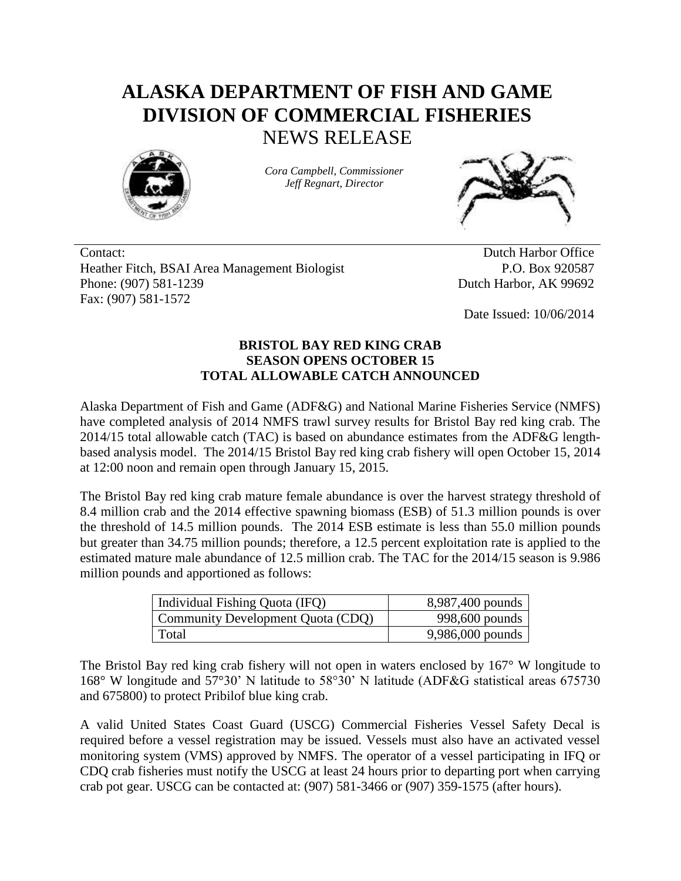# ALASKA DEPARTMENT OF FISH AND GAME
# DIVISION OF COMMERCIAL FISHERIES
## NEWS RELEASE

*Cora Campbell, Commissioner*
*Jeff Regnart, Director*

Contact:
Heather Fitch, BSAI Area Management Biologist
Phone: (907) 581-1239
Fax: (907) 581-1572

Dutch Harbor Office
P.O. Box 920587
Dutch Harbor, AK 99692

Date Issued: 10/06/2014

**BRISTOL BAY RED KING CRAB**
**SEASON OPENS OCTOBER 15**
**TOTAL ALLOWABLE CATCH ANNOUNCED**

Alaska Department of Fish and Game (ADF&G) and National Marine Fisheries Service (NMFS) have completed analysis of 2014 NMFS trawl survey results for Bristol Bay red king crab. The 2014/15 total allowable catch (TAC) is based on abundance estimates from the ADF&G length-based analysis model. The 2014/15 Bristol Bay red king crab fishery will open October 15, 2014 at 12:00 noon and remain open through January 15, 2015.

The Bristol Bay red king crab mature female abundance is over the harvest strategy threshold of 8.4 million crab and the 2014 effective spawning biomass (ESB) of 51.3 million pounds is over the threshold of 14.5 million pounds. The 2014 ESB estimate is less than 55.0 million pounds but greater than 34.75 million pounds; therefore, a 12.5 percent exploitation rate is applied to the estimated mature male abundance of 12.5 million crab. The TAC for the 2014/15 season is 9.986 million pounds and apportioned as follows:

| | |
|---|---:|
| Individual Fishing Quota (IFQ) | 8,987,400 pounds |
| Community Development Quota (CDQ) | 998,600 pounds |
| Total | 9,986,000 pounds |

The Bristol Bay red king crab fishery will not open in waters enclosed by 167° W longitude to 168° W longitude and 57°30' N latitude to 58°30' N latitude (ADF&G statistical areas 675730 and 675800) to protect Pribilof blue king crab.

A valid United States Coast Guard (USCG) Commercial Fisheries Vessel Safety Decal is required before a vessel registration may be issued. Vessels must also have an activated vessel monitoring system (VMS) approved by NMFS. The operator of a vessel participating in IFQ or CDQ crab fisheries must notify the USCG at least 24 hours prior to departing port when carrying crab pot gear. USCG can be contacted at: (907) 581-3466 or (907) 359-1575 (after hours).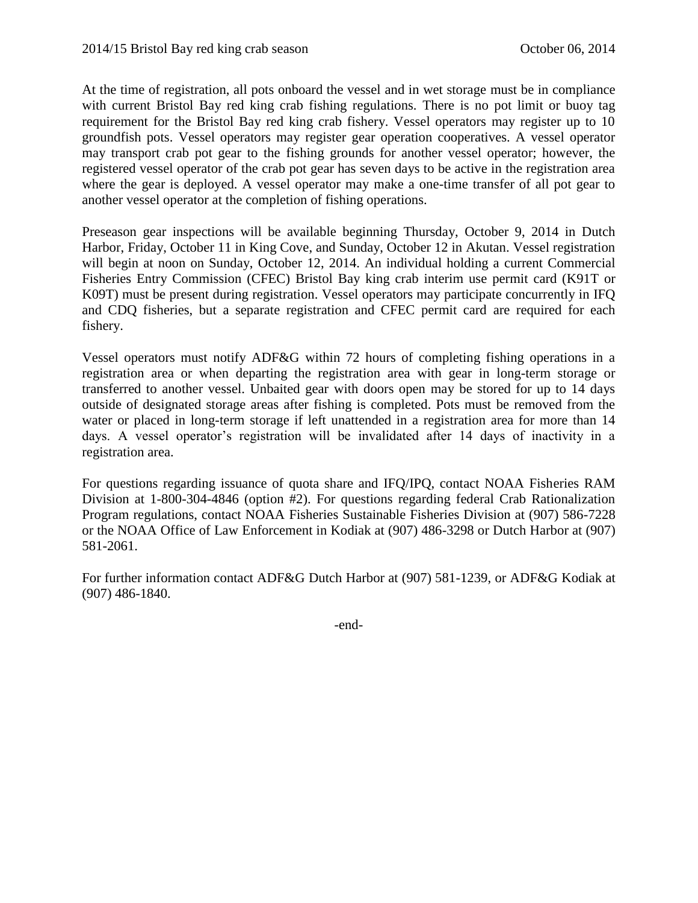At the time of registration, all pots onboard the vessel and in wet storage must be in compliance with current Bristol Bay red king crab fishing regulations. There is no pot limit or buoy tag requirement for the Bristol Bay red king crab fishery. Vessel operators may register up to 10 groundfish pots. Vessel operators may register gear operation cooperatives. A vessel operator may transport crab pot gear to the fishing grounds for another vessel operator; however, the registered vessel operator of the crab pot gear has seven days to be active in the registration area where the gear is deployed. A vessel operator may make a one-time transfer of all pot gear to another vessel operator at the completion of fishing operations.

Preseason gear inspections will be available beginning Thursday, October 9, 2014 in Dutch Harbor, Friday, October 11 in King Cove, and Sunday, October 12 in Akutan. Vessel registration will begin at noon on Sunday, October 12, 2014. An individual holding a current Commercial Fisheries Entry Commission (CFEC) Bristol Bay king crab interim use permit card (K91T or K09T) must be present during registration. Vessel operators may participate concurrently in IFQ and CDQ fisheries, but a separate registration and CFEC permit card are required for each fishery.

Vessel operators must notify ADF&G within 72 hours of completing fishing operations in a registration area or when departing the registration area with gear in long-term storage or transferred to another vessel. Unbaited gear with doors open may be stored for up to 14 days outside of designated storage areas after fishing is completed. Pots must be removed from the water or placed in long-term storage if left unattended in a registration area for more than 14 days. A vessel operator's registration will be invalidated after 14 days of inactivity in a registration area.

For questions regarding issuance of quota share and IFQ/IPQ, contact NOAA Fisheries RAM Division at 1-800-304-4846 (option #2). For questions regarding federal Crab Rationalization Program regulations, contact NOAA Fisheries Sustainable Fisheries Division at (907) 586-7228 or the NOAA Office of Law Enforcement in Kodiak at (907) 486-3298 or Dutch Harbor at (907) 581-2061.

For further information contact ADF&G Dutch Harbor at (907) 581-1239, or ADF&G Kodiak at (907) 486-1840.

-end-